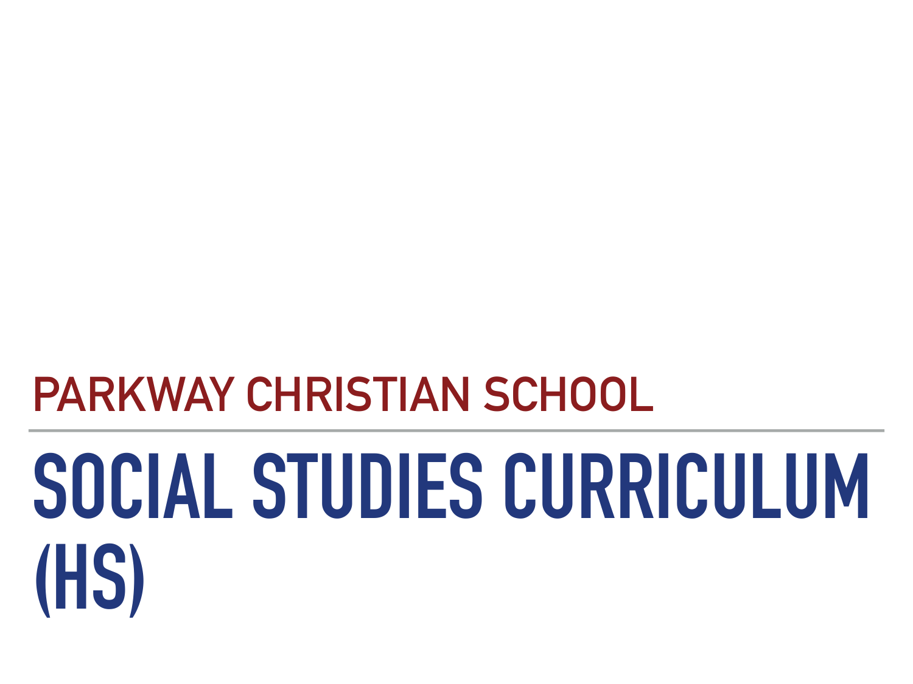## PARKWAY CHRISTIAN SCHOOL

# SOCIAL STUDIES CURRICULUM (HS)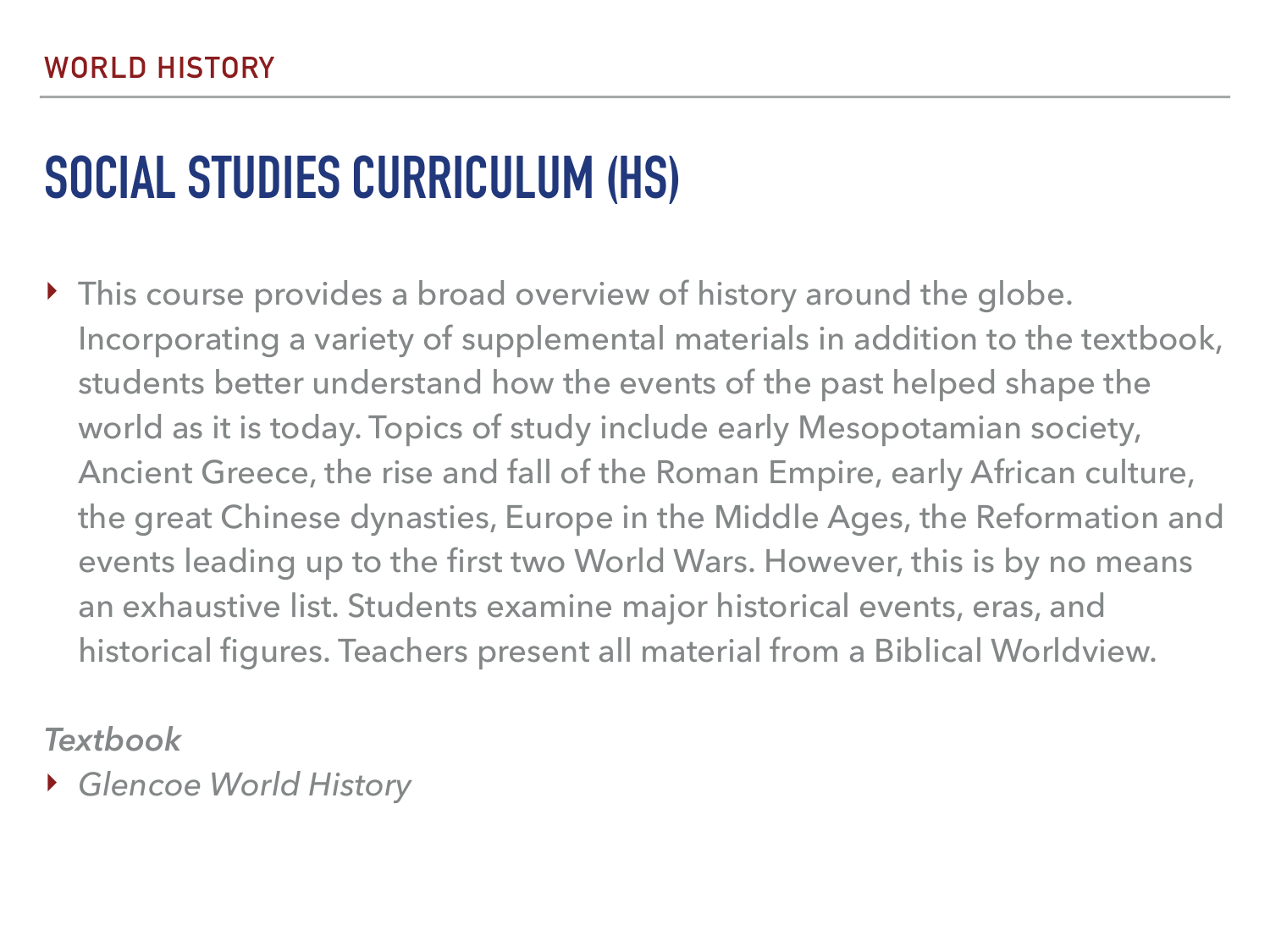WORLD HISTORY

# SOCIAL STUDIES CURRICULUM (HS)

- This course provides a broad overview of history around the globe. Incorporating a variety of supplemental materials in addition to the textbook, students better understand how the events of the past helped shape the world as it is today. Topics of study include early Mesopotamian society, Ancient Greece, the rise and fall of the Roman Empire, early African culture, the great Chinese dynasties, Europe in the Middle Ages, the Reformation and events leading up to the first two World Wars. However, this is by no means an exhaustive list. Students examine major historical events, eras, and historical figures. Teachers present all material from a Biblical Worldview.

*Textbook*

- *Glencoe World History*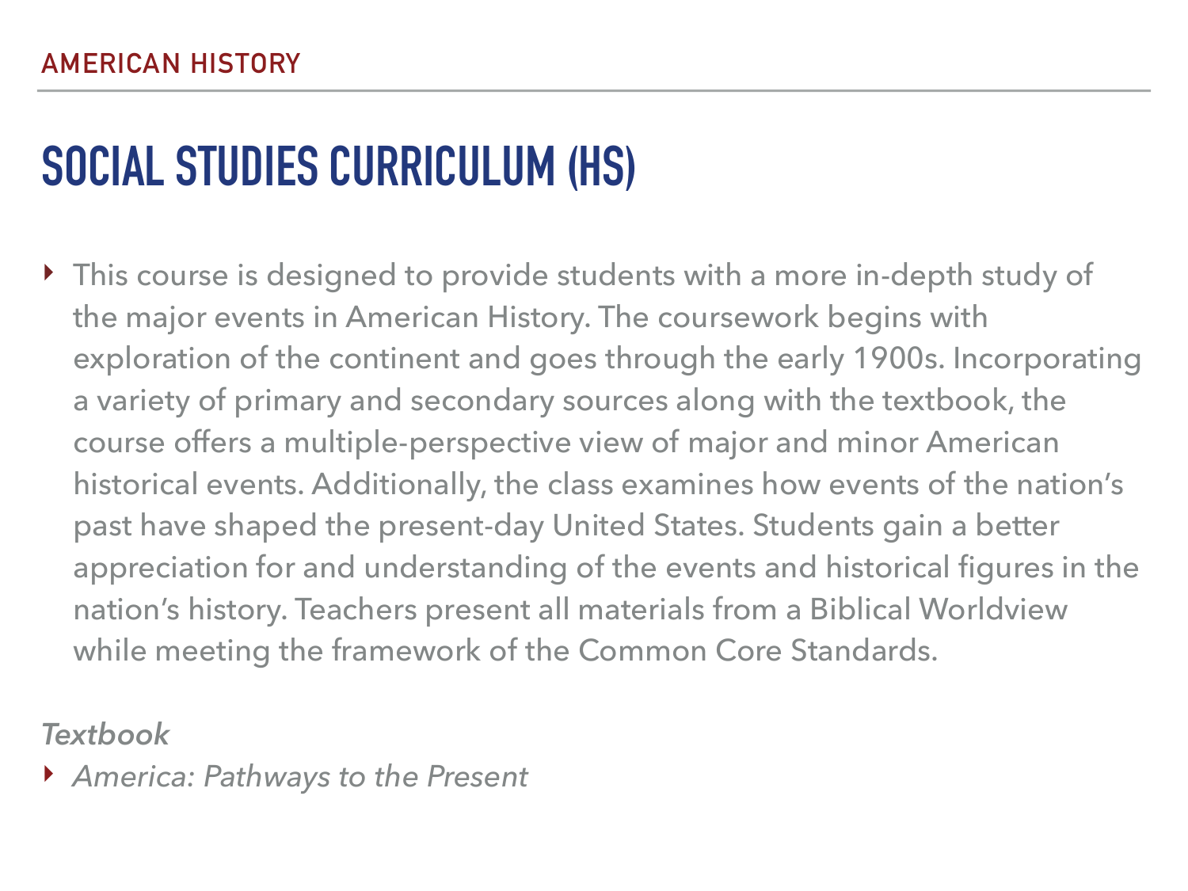AMERICAN HISTORY

# SOCIAL STUDIES CURRICULUM (HS)

- This course is designed to provide students with a more in-depth study of the major events in American History. The coursework begins with exploration of the continent and goes through the early 1900s. Incorporating a variety of primary and secondary sources along with the textbook, the course offers a multiple-perspective view of major and minor American historical events. Additionally, the class examines how events of the nation's past have shaped the present-day United States. Students gain a better appreciation for and understanding of the events and historical figures in the nation's history. Teachers present all materials from a Biblical Worldview while meeting the framework of the Common Core Standards.

*Textbook*

- *America: Pathways to the Present*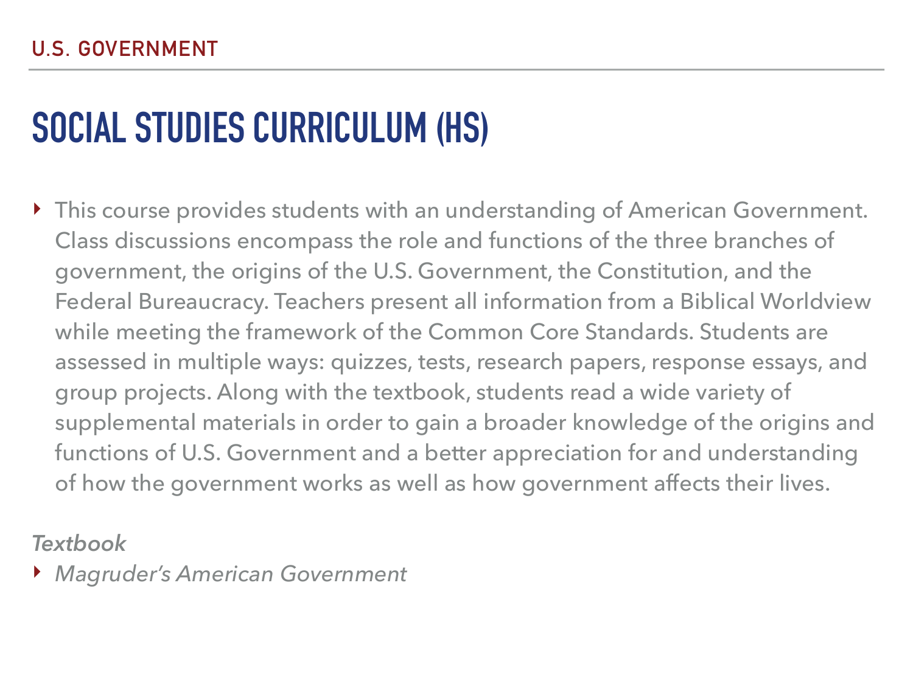U.S. GOVERNMENT

# SOCIAL STUDIES CURRICULUM (HS)

- This course provides students with an understanding of American Government. Class discussions encompass the role and functions of the three branches of government, the origins of the U.S. Government, the Constitution, and the Federal Bureaucracy. Teachers present all information from a Biblical Worldview while meeting the framework of the Common Core Standards. Students are assessed in multiple ways: quizzes, tests, research papers, response essays, and group projects. Along with the textbook, students read a wide variety of supplemental materials in order to gain a broader knowledge of the origins and functions of U.S. Government and a better appreciation for and understanding of how the government works as well as how government affects their lives.

*Textbook*

- *Magruder's American Government*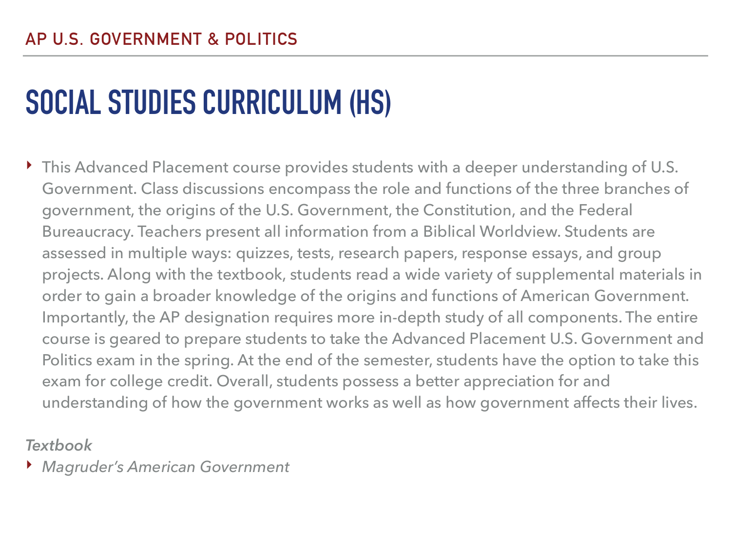AP U.S. GOVERNMENT & POLITICS

# SOCIAL STUDIES CURRICULUM (HS)

- This Advanced Placement course provides students with a deeper understanding of U.S. Government. Class discussions encompass the role and functions of the three branches of government, the origins of the U.S. Government, the Constitution, and the Federal Bureaucracy. Teachers present all information from a Biblical Worldview. Students are assessed in multiple ways: quizzes, tests, research papers, response essays, and group projects. Along with the textbook, students read a wide variety of supplemental materials in order to gain a broader knowledge of the origins and functions of American Government. Importantly, the AP designation requires more in-depth study of all components. The entire course is geared to prepare students to take the Advanced Placement U.S. Government and Politics exam in the spring. At the end of the semester, students have the option to take this exam for college credit. Overall, students possess a better appreciation for and understanding of how the government works as well as how government affects their lives.

*Textbook*

- *Magruder's American Government*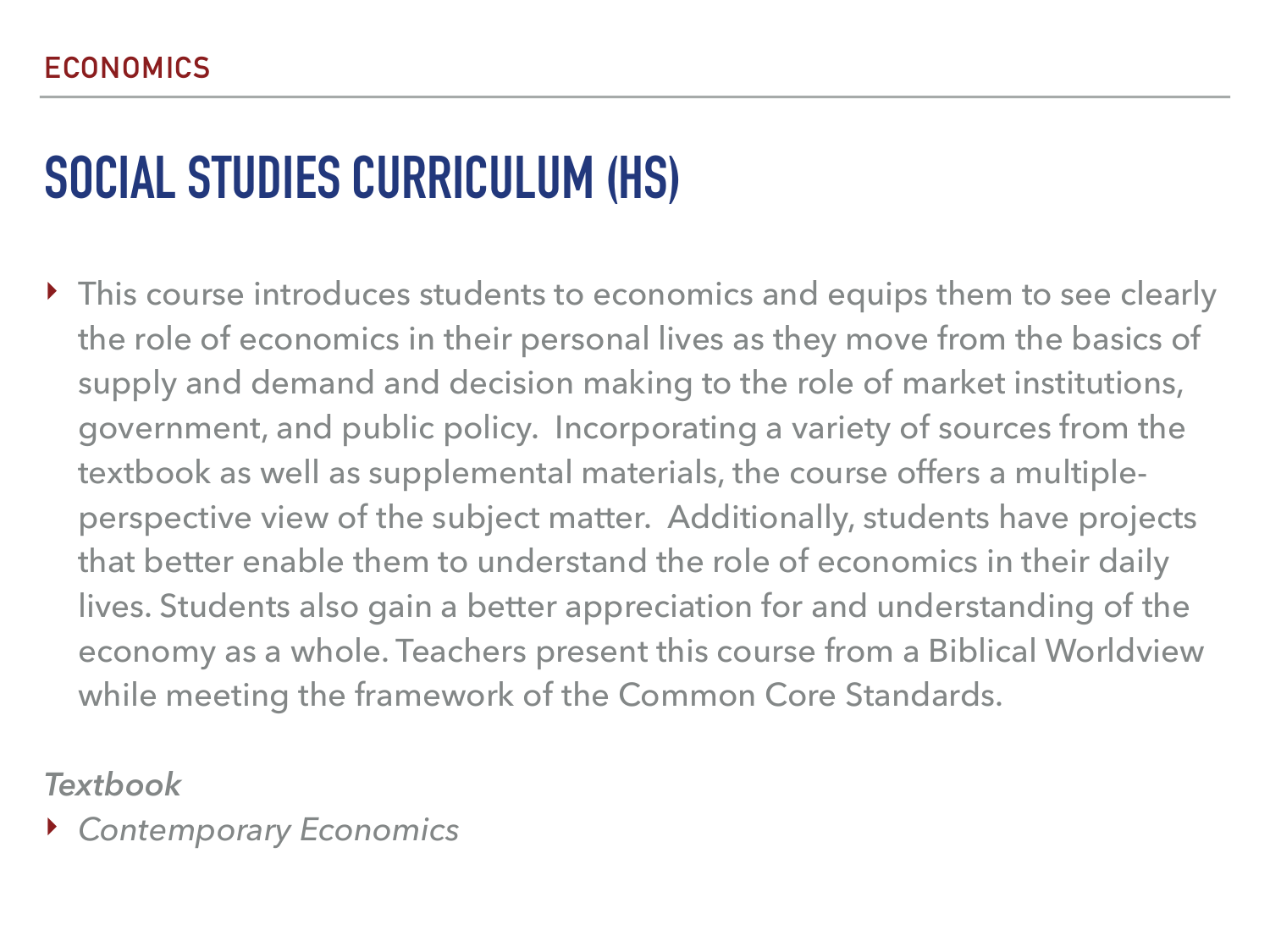ECONOMICS

# SOCIAL STUDIES CURRICULUM (HS)

- This course introduces students to economics and equips them to see clearly the role of economics in their personal lives as they move from the basics of supply and demand and decision making to the role of market institutions, government, and public policy. Incorporating a variety of sources from the textbook as well as supplemental materials, the course offers a multiple-perspective view of the subject matter. Additionally, students have projects that better enable them to understand the role of economics in their daily lives. Students also gain a better appreciation for and understanding of the economy as a whole. Teachers present this course from a Biblical Worldview while meeting the framework of the Common Core Standards.

*Textbook*

- *Contemporary Economics*